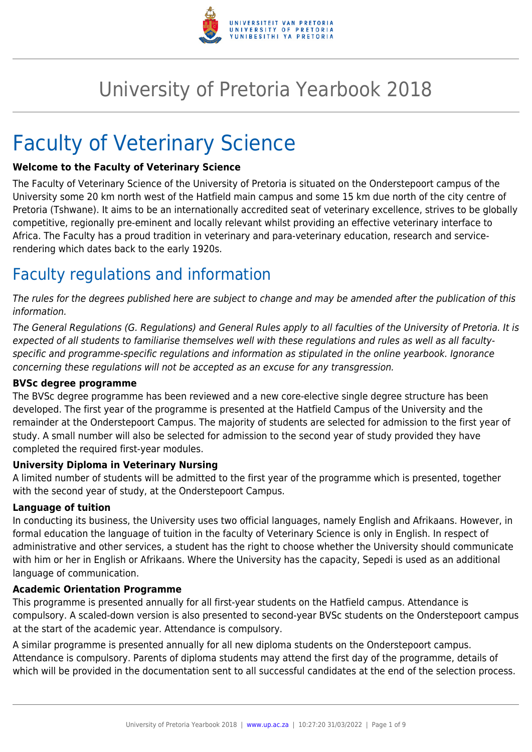# University of Pretoria Yearbook 2018

# Faculty of Veterinary Science

**Welcome to the Faculty of Veterinary Science**

The Faculty of Veterinary Science of the University of Pretoria is situated on the Onderstepoort campus of the University some 20 km north west of the Hatfield main campus and some 15 km due north of the city centre of Pretoria (Tshwane). It aims to be an internationally accredited seat of veterinary excellence, strives to be globally competitive, regionally pre-eminent and locally relevant whilst providing an effective veterinary interface to Africa. The Faculty has a proud tradition in veterinary and para-veterinary education, research and service-rendering which dates back to the early 1920s.

## Faculty regulations and information

*The rules for the degrees published here are subject to change and may be amended after the publication of this information.*

*The General Regulations (G. Regulations) and General Rules apply to all faculties of the University of Pretoria. It is expected of all students to familiarise themselves well with these regulations and rules as well as all faculty-specific and programme-specific regulations and information as stipulated in the online yearbook. Ignorance concerning these regulations will not be accepted as an excuse for any transgression.*

**BVSc degree programme**

The BVSc degree programme has been reviewed and a new core-elective single degree structure has been developed. The first year of the programme is presented at the Hatfield Campus of the University and the remainder at the Onderstepoort Campus. The majority of students are selected for admission to the first year of study. A small number will also be selected for admission to the second year of study provided they have completed the required first-year modules.

**University Diploma in Veterinary Nursing**

A limited number of students will be admitted to the first year of the programme which is presented, together with the second year of study, at the Onderstepoort Campus.

**Language of tuition**

In conducting its business, the University uses two official languages, namely English and Afrikaans. However, in formal education the language of tuition in the faculty of Veterinary Science is only in English. In respect of administrative and other services, a student has the right to choose whether the University should communicate with him or her in English or Afrikaans. Where the University has the capacity, Sepedi is used as an additional language of communication.

**Academic Orientation Programme**

This programme is presented annually for all first-year students on the Hatfield campus. Attendance is compulsory. A scaled-down version is also presented to second-year BVSc students on the Onderstepoort campus at the start of the academic year. Attendance is compulsory.

A similar programme is presented annually for all new diploma students on the Onderstepoort campus. Attendance is compulsory. Parents of diploma students may attend the first day of the programme, details of which will be provided in the documentation sent to all successful candidates at the end of the selection process.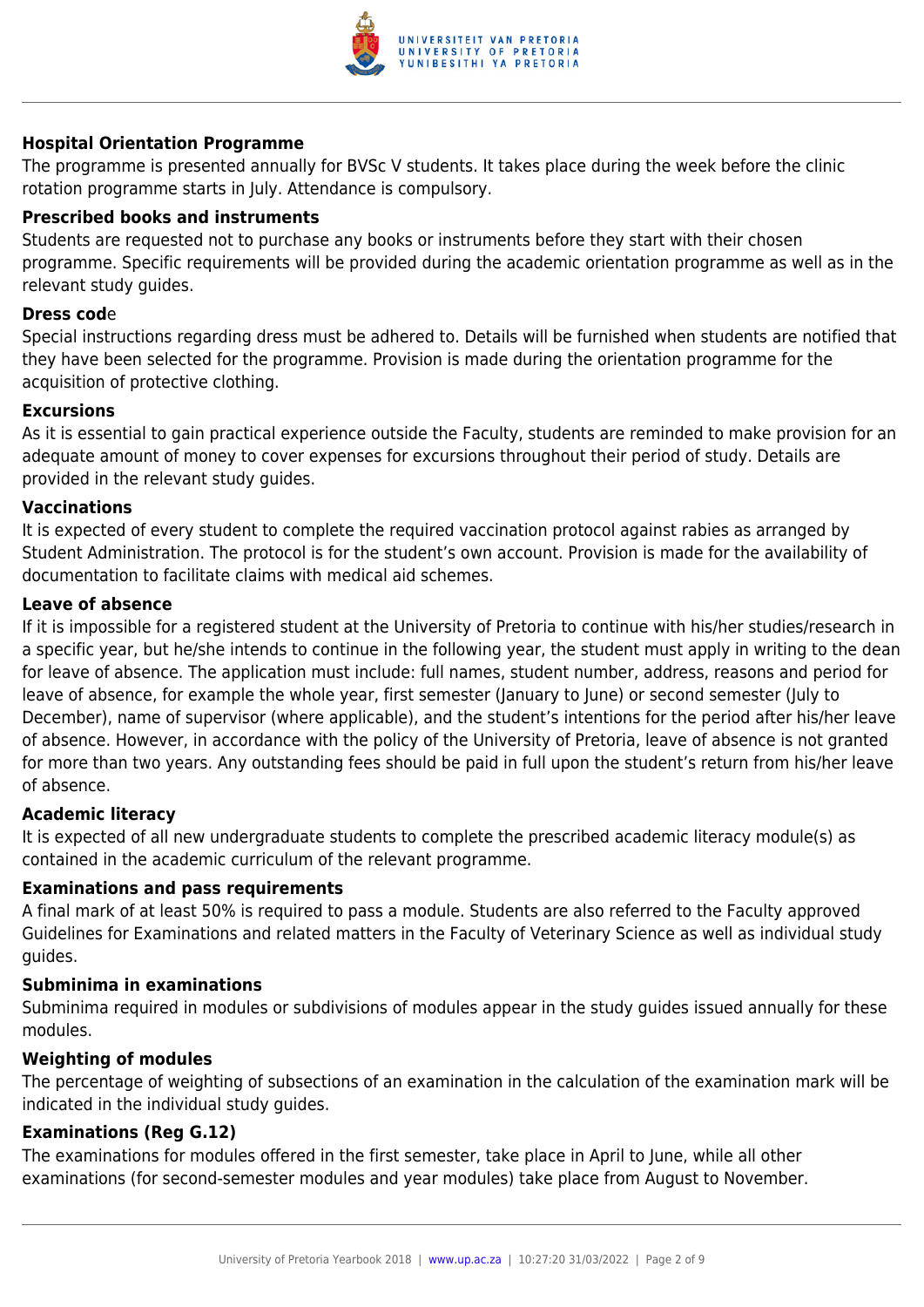**Hospital Orientation Programme**

The programme is presented annually for BVSc V students. It takes place during the week before the clinic rotation programme starts in July. Attendance is compulsory.

**Prescribed books and instruments**

Students are requested not to purchase any books or instruments before they start with their chosen programme. Specific requirements will be provided during the academic orientation programme as well as in the relevant study guides.

**Dress code**

Special instructions regarding dress must be adhered to. Details will be furnished when students are notified that they have been selected for the programme. Provision is made during the orientation programme for the acquisition of protective clothing.

**Excursions**

As it is essential to gain practical experience outside the Faculty, students are reminded to make provision for an adequate amount of money to cover expenses for excursions throughout their period of study. Details are provided in the relevant study guides.

**Vaccinations**

It is expected of every student to complete the required vaccination protocol against rabies as arranged by Student Administration. The protocol is for the student's own account. Provision is made for the availability of documentation to facilitate claims with medical aid schemes.

**Leave of absence**

If it is impossible for a registered student at the University of Pretoria to continue with his/her studies/research in a specific year, but he/she intends to continue in the following year, the student must apply in writing to the dean for leave of absence. The application must include: full names, student number, address, reasons and period for leave of absence, for example the whole year, first semester (January to June) or second semester (July to December), name of supervisor (where applicable), and the student's intentions for the period after his/her leave of absence. However, in accordance with the policy of the University of Pretoria, leave of absence is not granted for more than two years. Any outstanding fees should be paid in full upon the student's return from his/her leave of absence.

**Academic literacy**

It is expected of all new undergraduate students to complete the prescribed academic literacy module(s) as contained in the academic curriculum of the relevant programme.

**Examinations and pass requirements**

A final mark of at least 50% is required to pass a module. Students are also referred to the Faculty approved Guidelines for Examinations and related matters in the Faculty of Veterinary Science as well as individual study guides.

**Subminima in examinations**

Subminima required in modules or subdivisions of modules appear in the study guides issued annually for these modules.

**Weighting of modules**

The percentage of weighting of subsections of an examination in the calculation of the examination mark will be indicated in the individual study guides.

**Examinations (Reg G.12)**

The examinations for modules offered in the first semester, take place in April to June, while all other examinations (for second-semester modules and year modules) take place from August to November.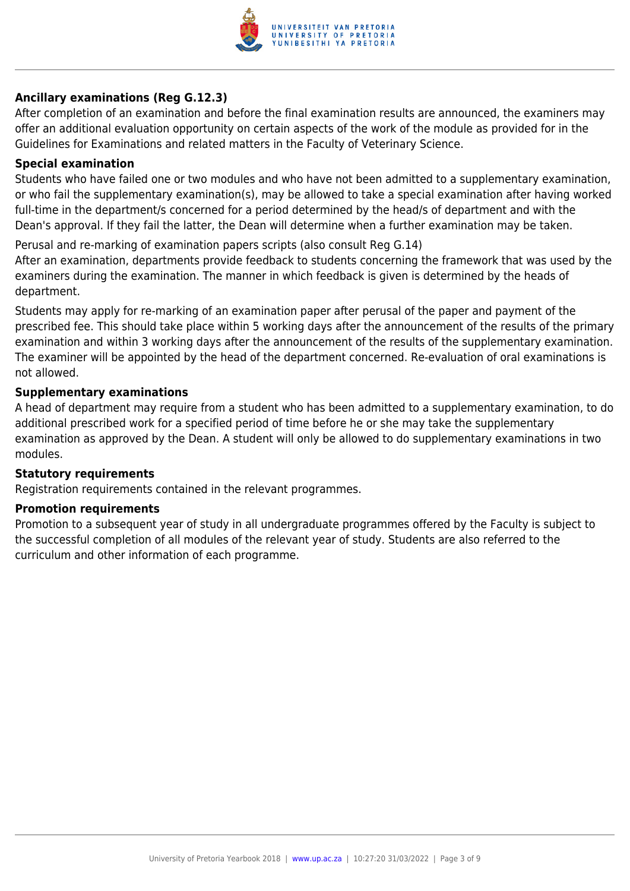### Ancillary examinations (Reg G.12.3)

After completion of an examination and before the final examination results are announced, the examiners may offer an additional evaluation opportunity on certain aspects of the work of the module as provided for in the Guidelines for Examinations and related matters in the Faculty of Veterinary Science.

### Special examination

Students who have failed one or two modules and who have not been admitted to a supplementary examination, or who fail the supplementary examination(s), may be allowed to take a special examination after having worked full-time in the department/s concerned for a period determined by the head/s of department and with the Dean's approval. If they fail the latter, the Dean will determine when a further examination may be taken.

Perusal and re-marking of examination papers scripts (also consult Reg G.14)

After an examination, departments provide feedback to students concerning the framework that was used by the examiners during the examination. The manner in which feedback is given is determined by the heads of department.

Students may apply for re-marking of an examination paper after perusal of the paper and payment of the prescribed fee. This should take place within 5 working days after the announcement of the results of the primary examination and within 3 working days after the announcement of the results of the supplementary examination. The examiner will be appointed by the head of the department concerned. Re-evaluation of oral examinations is not allowed.

### Supplementary examinations

A head of department may require from a student who has been admitted to a supplementary examination, to do additional prescribed work for a specified period of time before he or she may take the supplementary examination as approved by the Dean. A student will only be allowed to do supplementary examinations in two modules.

### Statutory requirements

Registration requirements contained in the relevant programmes.

### Promotion requirements

Promotion to a subsequent year of study in all undergraduate programmes offered by the Faculty is subject to the successful completion of all modules of the relevant year of study. Students are also referred to the curriculum and other information of each programme.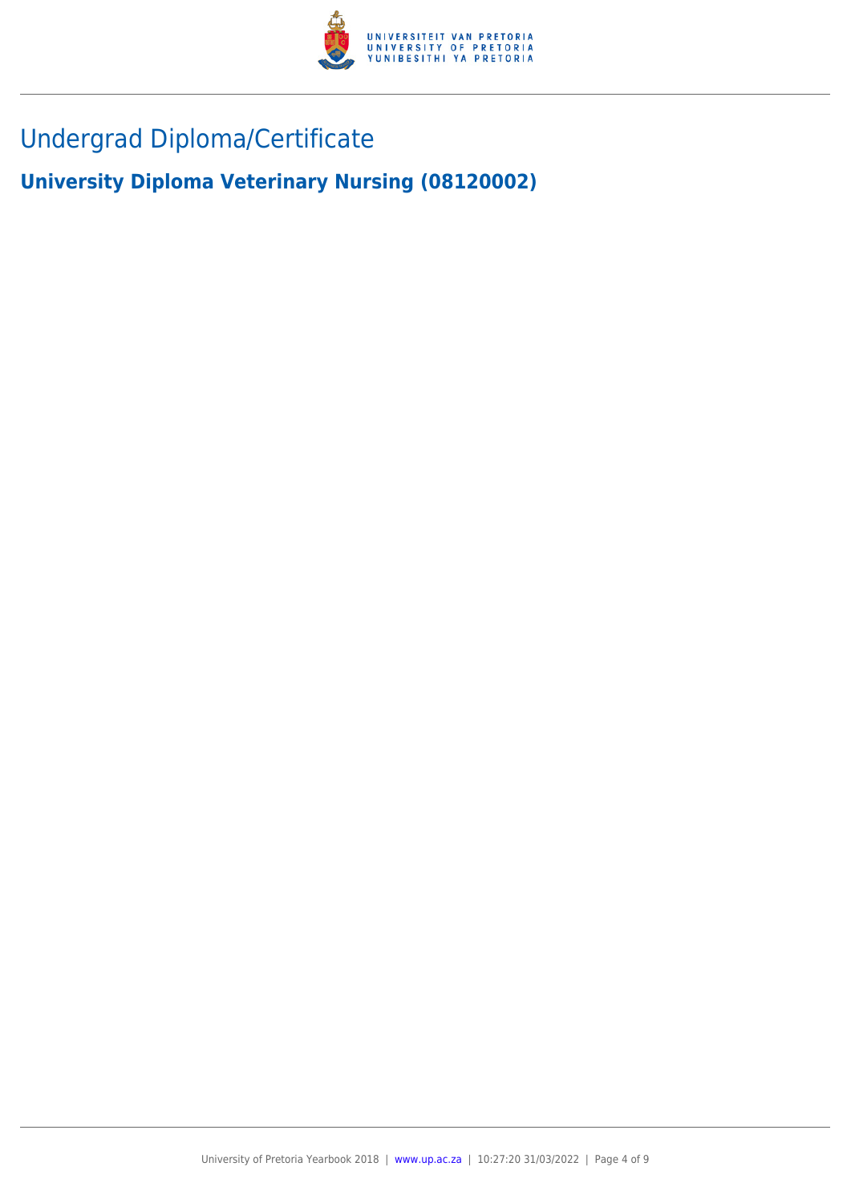# Undergrad Diploma/Certificate

## University Diploma Veterinary Nursing (08120002)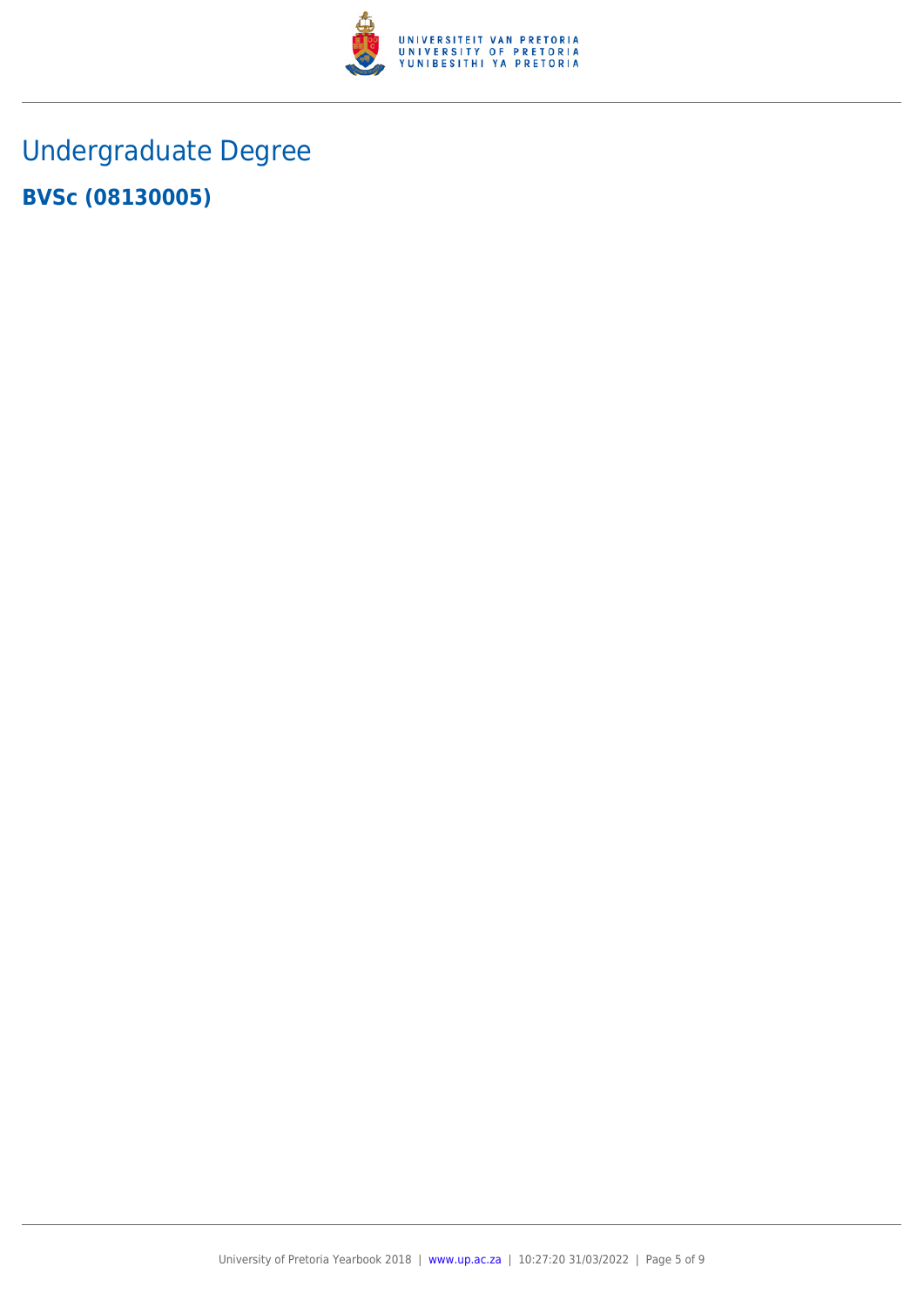# Undergraduate Degree

## BVSc (08130005)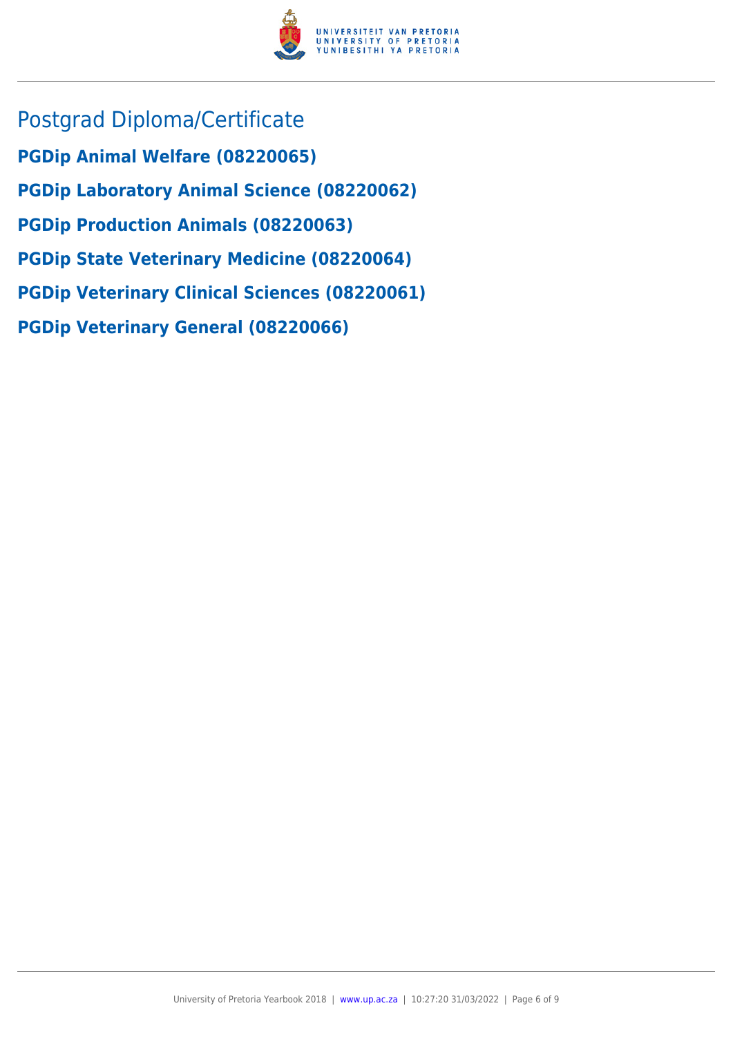# Postgrad Diploma/Certificate

**PGDip Animal Welfare (08220065)**

**PGDip Laboratory Animal Science (08220062)**

**PGDip Production Animals (08220063)**

**PGDip State Veterinary Medicine (08220064)**

**PGDip Veterinary Clinical Sciences (08220061)**

**PGDip Veterinary General (08220066)**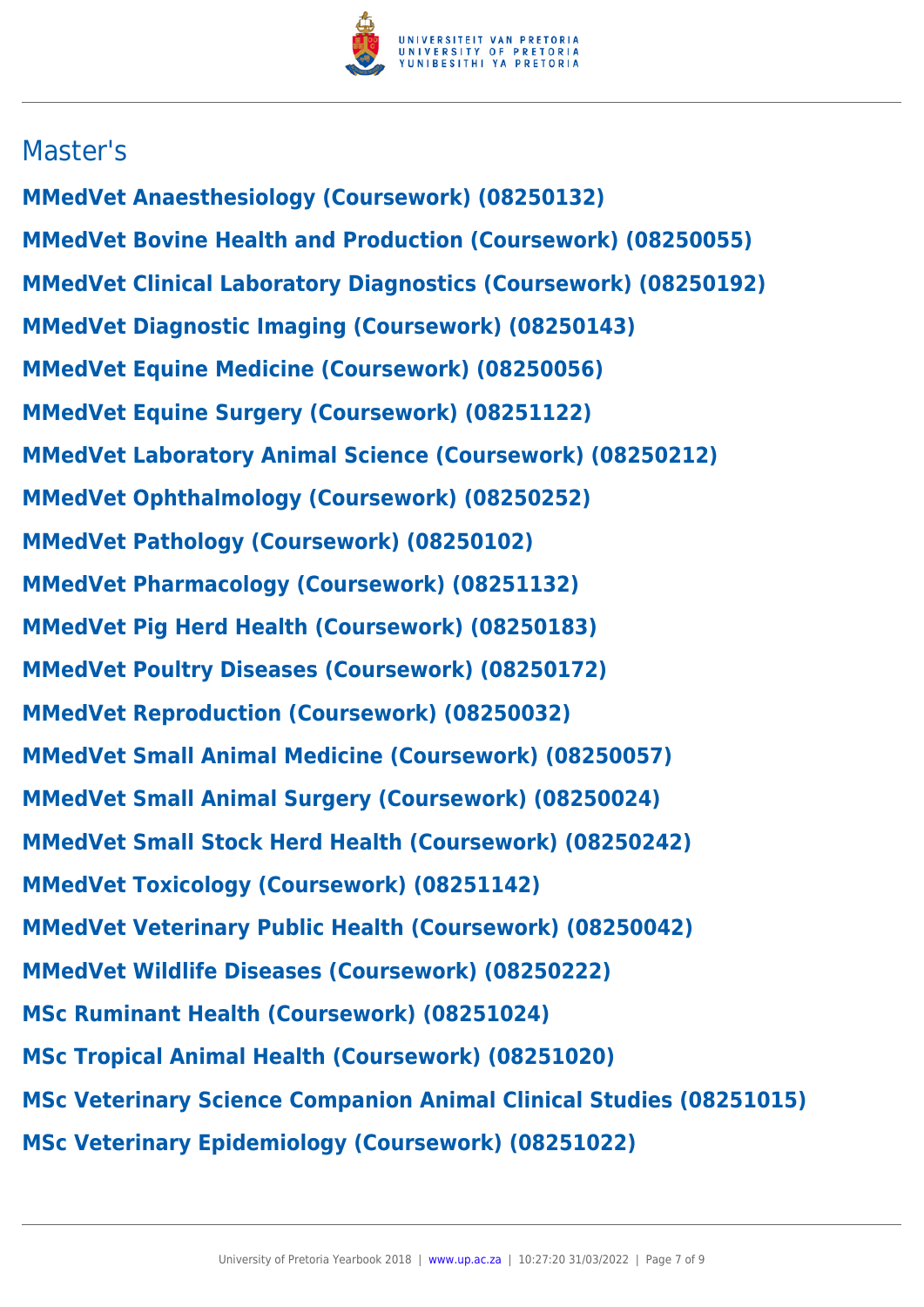## Master's

**MMedVet Anaesthesiology (Coursework) (08250132)**

**MMedVet Bovine Health and Production (Coursework) (08250055)**

**MMedVet Clinical Laboratory Diagnostics (Coursework) (08250192)**

**MMedVet Diagnostic Imaging (Coursework) (08250143)**

**MMedVet Equine Medicine (Coursework) (08250056)**

**MMedVet Equine Surgery (Coursework) (08251122)**

**MMedVet Laboratory Animal Science (Coursework) (08250212)**

**MMedVet Ophthalmology (Coursework) (08250252)**

**MMedVet Pathology (Coursework) (08250102)**

**MMedVet Pharmacology (Coursework) (08251132)**

**MMedVet Pig Herd Health (Coursework) (08250183)**

**MMedVet Poultry Diseases (Coursework) (08250172)**

**MMedVet Reproduction (Coursework) (08250032)**

**MMedVet Small Animal Medicine (Coursework) (08250057)**

**MMedVet Small Animal Surgery (Coursework) (08250024)**

**MMedVet Small Stock Herd Health (Coursework) (08250242)**

**MMedVet Toxicology (Coursework) (08251142)**

**MMedVet Veterinary Public Health (Coursework) (08250042)**

**MMedVet Wildlife Diseases (Coursework) (08250222)**

**MSc Ruminant Health (Coursework) (08251024)**

**MSc Tropical Animal Health (Coursework) (08251020)**

**MSc Veterinary Science Companion Animal Clinical Studies (08251015)**

**MSc Veterinary Epidemiology (Coursework) (08251022)**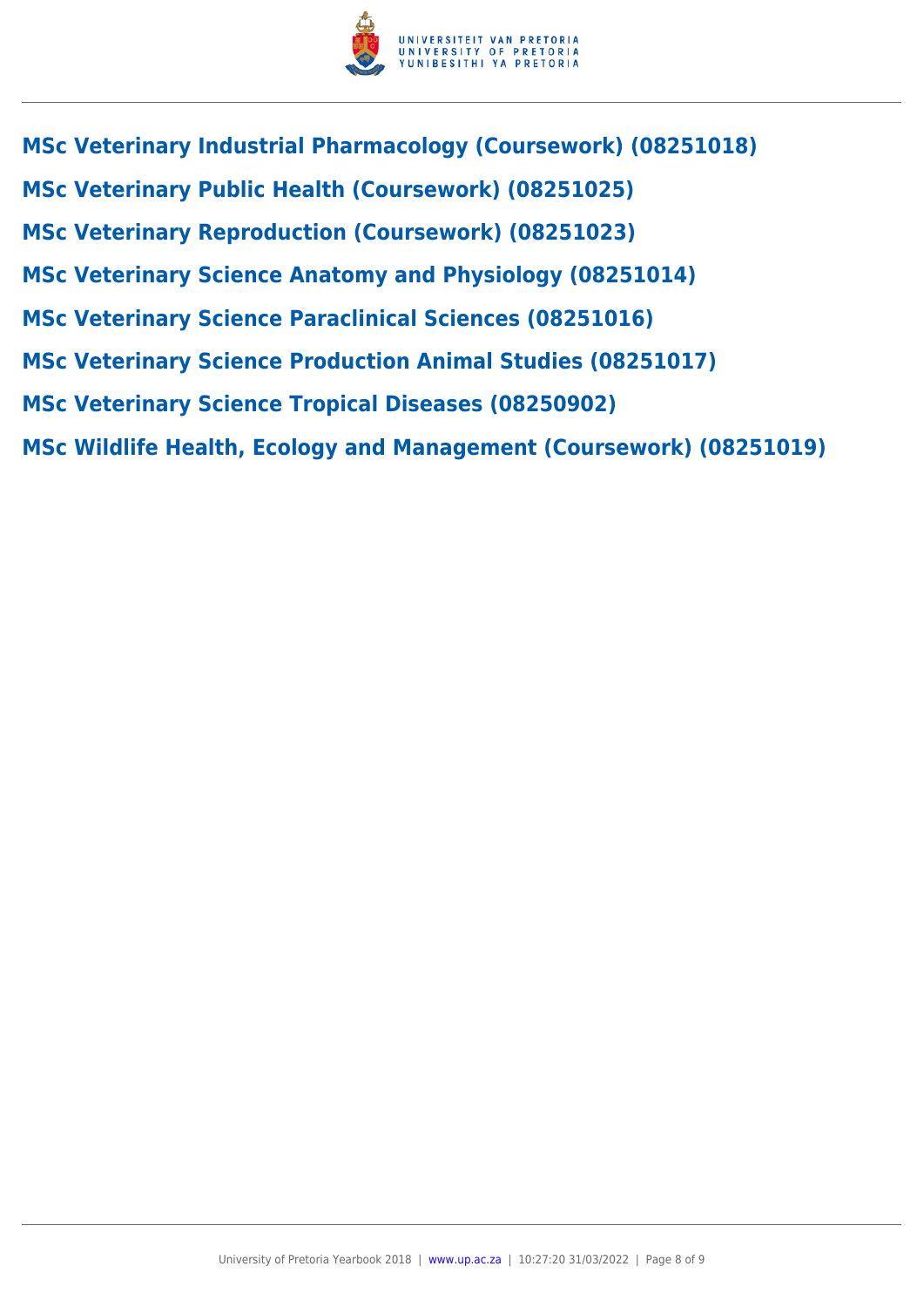### MSc Veterinary Industrial Pharmacology (Coursework) (08251018)

### MSc Veterinary Public Health (Coursework) (08251025)

### MSc Veterinary Reproduction (Coursework) (08251023)

### MSc Veterinary Science Anatomy and Physiology (08251014)

### MSc Veterinary Science Paraclinical Sciences (08251016)

### MSc Veterinary Science Production Animal Studies (08251017)

### MSc Veterinary Science Tropical Diseases (08250902)

### MSc Wildlife Health, Ecology and Management (Coursework) (08251019)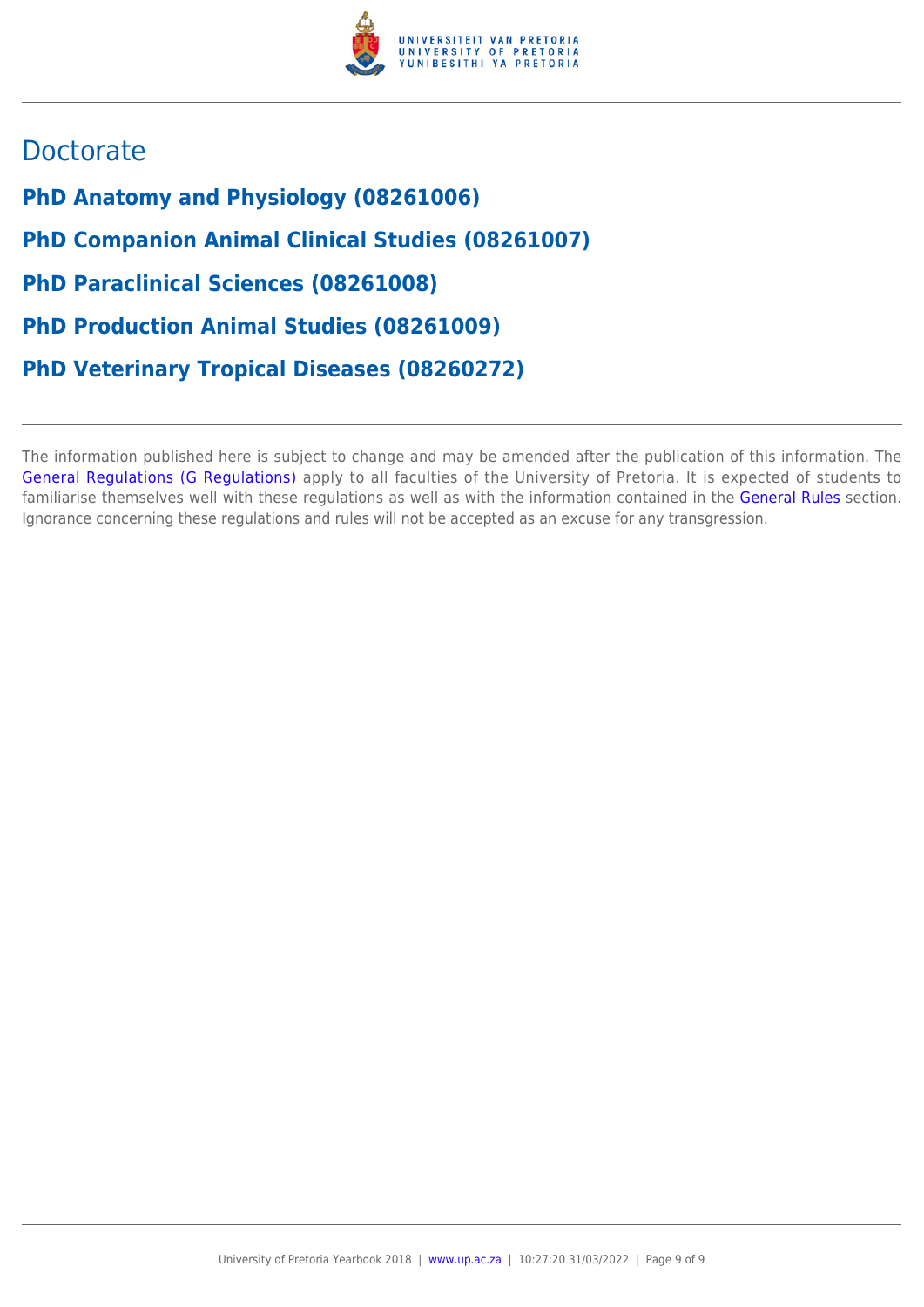# Doctorate

## PhD Anatomy and Physiology (08261006)

## PhD Companion Animal Clinical Studies (08261007)

## PhD Paraclinical Sciences (08261008)

## PhD Production Animal Studies (08261009)

## PhD Veterinary Tropical Diseases (08260272)

The information published here is subject to change and may be amended after the publication of this information. The General Regulations (G Regulations) apply to all faculties of the University of Pretoria. It is expected of students to familiarise themselves well with these regulations as well as with the information contained in the General Rules section. Ignorance concerning these regulations and rules will not be accepted as an excuse for any transgression.